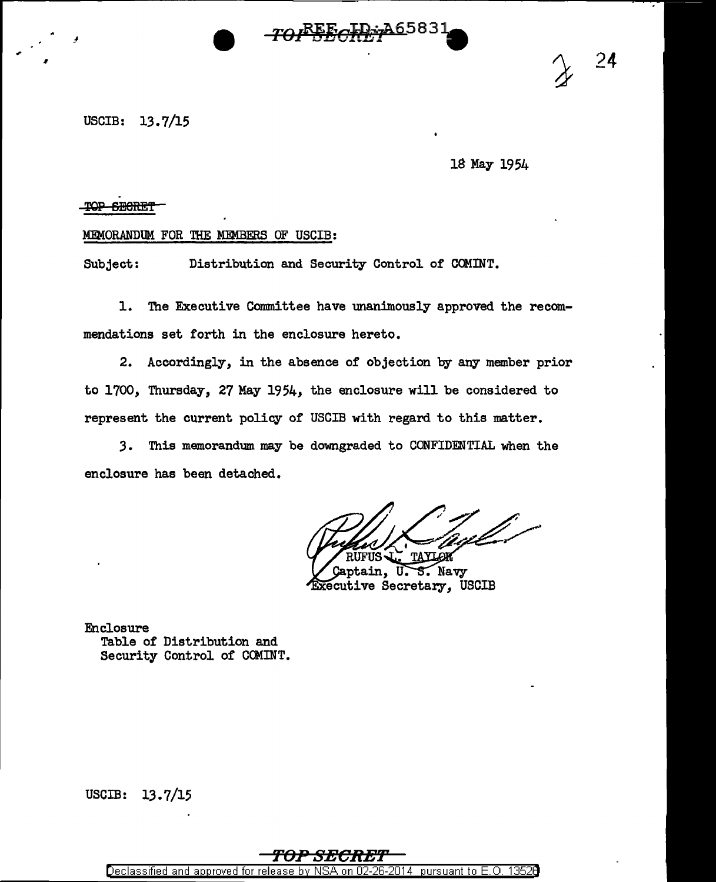USCIB: 13.7/15

18 May 1954

~~TOP SECRET~~

MEMORANDUM FOR THE MEMBERS OF USCIB:

Subject: Distribution and Security Control of COMINT.

1. The Executive Committee have unanimously approved the recommendations set forth in the enclosure hereto.

2. Accordingly, in the absence of objection by any member prior to 1700, Thursday, 27 May 1954, the enclosure will be considered to represent the current policy of USCIB with regard to this matter.

3. This memorandum may be downgraded to CONFIDENTIAL when the enclosure has been detached.

RUFUS L. TAYLOR
Captain, U. S. Navy
Executive Secretary, USCIB

Enclosure
Table of Distribution and
Security Control of COMINT.

USCIB: 13.7/15

TOP SECRET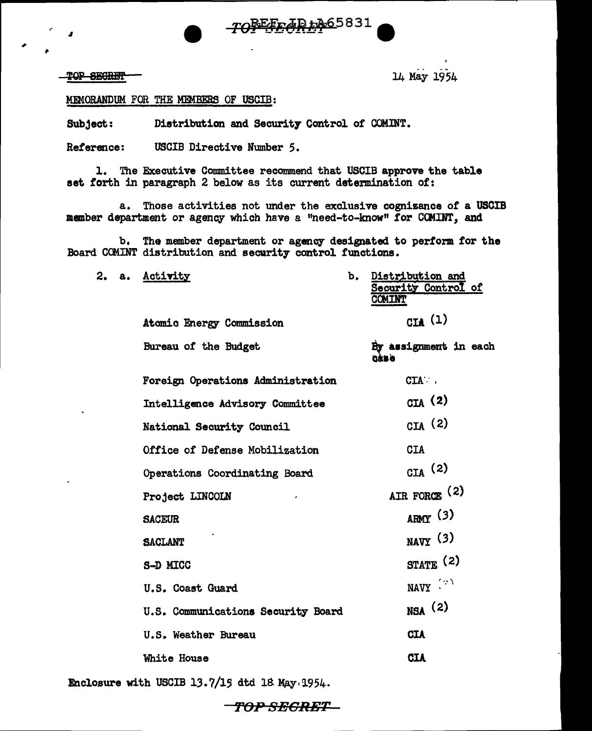TOP SECRET

14 May 1954

MEMORANDUM FOR THE MEMBERS OF USCIB:

Subject: Distribution and Security Control of COMINT.

Reference: USCIB Directive Number 5.

1. The Executive Committee recommend that USCIB approve the table set forth in paragraph 2 below as its current determination of:

a. Those activities not under the exclusive cognizance of a USCIB member department or agency which have a "need-to-know" for COMINT, and

b. The member department or agency designated to perform for the Board COMINT distribution and security control functions.

2.

| a. Activity | b. Distribution and Security Control of COMINT |
|---|---|
| Atomic Energy Commission | CIA (1) |
| Bureau of the Budget | By assignment in each case |
| Foreign Operations Administration | CIA |
| Intelligence Advisory Committee | CIA (2) |
| National Security Council | CIA (2) |
| Office of Defense Mobilization | CIA |
| Operations Coordinating Board | CIA (2) |
| Project LINCOLN | AIR FORCE (2) |
| SACEUR | ARMY (3) |
| SACLANT | NAVY (3) |
| S-D MICC | STATE (2) |
| U.S. Coast Guard | NAVY (2) |
| U.S. Communications Security Board | NSA (2) |
| U.S. Weather Bureau | CIA |
| White House | CIA |

Enclosure with USCIB 13.7/15 dtd 18 May 1954.

TOP SECRET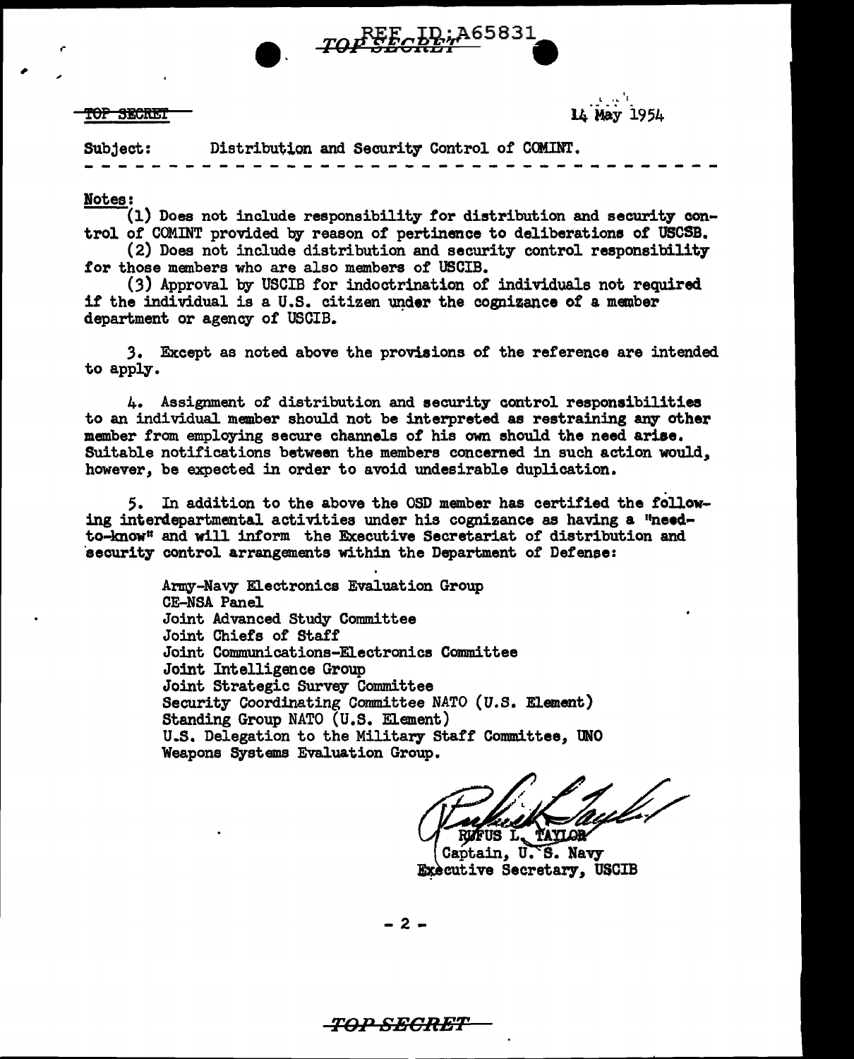TOP SECRET

14 May 1954

Subject: Distribution and Security Control of COMINT.

- - - - - - - - - - - - - - - - - - - - - - - - - - - - - - - - - - - - -

Notes:

(1) Does not include responsibility for distribution and security control of COMINT provided by reason of pertinence to deliberations of USCSB.

(2) Does not include distribution and security control responsibility for those members who are also members of USCIB.

(3) Approval by USCIB for indoctrination of individuals not required if the individual is a U.S. citizen under the cognizance of a member department or agency of USCIB.

3. Except as noted above the provisions of the reference are intended to apply.

4. Assignment of distribution and security control responsibilities to an individual member should not be interpreted as restraining any other member from employing secure channels of his own should the need arise. Suitable notifications between the members concerned in such action would, however, be expected in order to avoid undesirable duplication.

5. In addition to the above the OSD member has certified the following interdepartmental activities under his cognizance as having a "need-to-know" and will inform the Executive Secretariat of distribution and security control arrangements within the Department of Defense:

Army-Navy Electronics Evaluation Group
CE-NSA Panel
Joint Advanced Study Committee
Joint Chiefs of Staff
Joint Communications-Electronics Committee
Joint Intelligence Group
Joint Strategic Survey Committee
Security Coordinating Committee NATO (U.S. Element)
Standing Group NATO (U.S. Element)
U.S. Delegation to the Military Staff Committee, UNO
Weapons Systems Evaluation Group.

RUFUS L. TAYLOR
Captain, U. S. Navy
Executive Secretary, USCIB

TOP SECRET